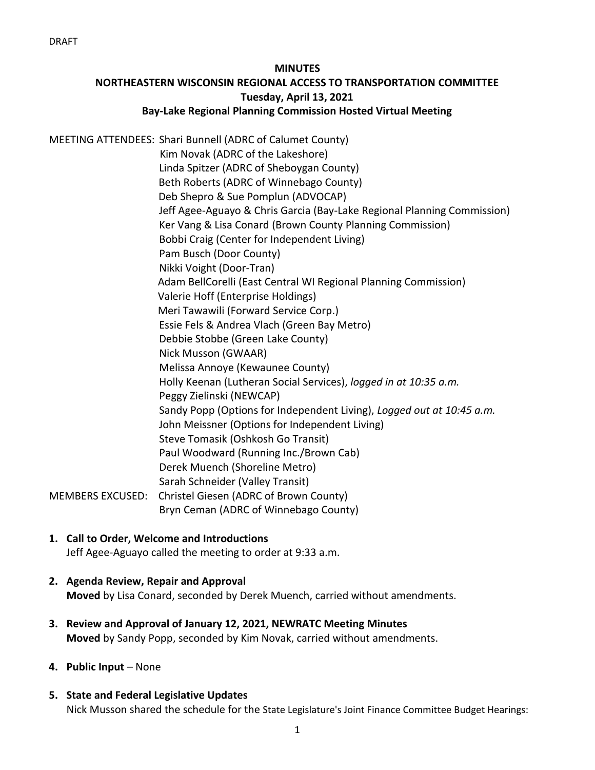DRAFT

# MINUTES
## NORTHEASTERN WISCONSIN REGIONAL ACCESS TO TRANSPORTATION COMMITTEE
### Tuesday, April 13, 2021
### Bay-Lake Regional Planning Commission Hosted Virtual Meeting

MEETING ATTENDEES: Shari Bunnell (ADRC of Calumet County)
Kim Novak (ADRC of the Lakeshore)
Linda Spitzer (ADRC of Sheboygan County)
Beth Roberts (ADRC of Winnebago County)
Deb Shepro & Sue Pomplun (ADVOCAP)
Jeff Agee-Aguayo & Chris Garcia (Bay-Lake Regional Planning Commission)
Ker Vang & Lisa Conard (Brown County Planning Commission)
Bobbi Craig (Center for Independent Living)
Pam Busch (Door County)
Nikki Voight (Door-Tran)
Adam BellCorelli (East Central WI Regional Planning Commission)
Valerie Hoff (Enterprise Holdings)
Meri Tawawili (Forward Service Corp.)
Essie Fels & Andrea Vlach (Green Bay Metro)
Debbie Stobbe (Green Lake County)
Nick Musson (GWAAR)
Melissa Annoye (Kewaunee County)
Holly Keenan (Lutheran Social Services), *logged in at 10:35 a.m.*
Peggy Zielinski (NEWCAP)
Sandy Popp (Options for Independent Living), *Logged out at 10:45 a.m.*
John Meissner (Options for Independent Living)
Steve Tomasik (Oshkosh Go Transit)
Paul Woodward (Running Inc./Brown Cab)
Derek Muench (Shoreline Metro)
Sarah Schneider (Valley Transit)

MEMBERS EXCUSED: Christel Giesen (ADRC of Brown County)
Bryn Ceman (ADRC of Winnebago County)

1. **Call to Order, Welcome and Introductions**
   Jeff Agee-Aguayo called the meeting to order at 9:33 a.m.

2. **Agenda Review, Repair and Approval**
   **Moved** by Lisa Conard, seconded by Derek Muench, carried without amendments.

3. **Review and Approval of January 12, 2021, NEWRATC Meeting Minutes**
   **Moved** by Sandy Popp, seconded by Kim Novak, carried without amendments.

4. **Public Input** – None

5. **State and Federal Legislative Updates**
   Nick Musson shared the schedule for the State Legislature's Joint Finance Committee Budget Hearings: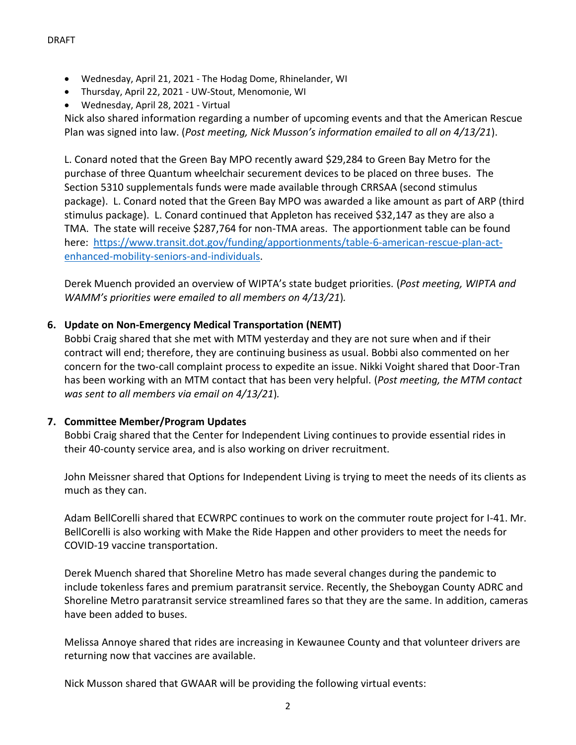- Wednesday, April 21, 2021 - The Hodag Dome, Rhinelander, WI
- Thursday, April 22, 2021 - UW-Stout, Menomonie, WI
- Wednesday, April 28, 2021 - Virtual

Nick also shared information regarding a number of upcoming events and that the American Rescue Plan was signed into law. (*Post meeting, Nick Musson's information emailed to all on 4/13/21*).

L. Conard noted that the Green Bay MPO recently award $29,284 to Green Bay Metro for the purchase of three Quantum wheelchair securement devices to be placed on three buses. The Section 5310 supplementals funds were made available through CRRSAA (second stimulus package). L. Conard noted that the Green Bay MPO was awarded a like amount as part of ARP (third stimulus package). L. Conard continued that Appleton has received $32,147 as they are also a TMA. The state will receive $287,764 for non-TMA areas. The apportionment table can be found here: [https://www.transit.dot.gov/funding/apportionments/table-6-american-rescue-plan-act-enhanced-mobility-seniors-and-individuals](https://www.transit.dot.gov/funding/apportionments/table-6-american-rescue-plan-act-enhanced-mobility-seniors-and-individuals).

Derek Muench provided an overview of WIPTA's state budget priorities. (*Post meeting, WIPTA and WAMM's priorities were emailed to all members on 4/13/21*).

**6. Update on Non-Emergency Medical Transportation (NEMT)**

Bobbi Craig shared that she met with MTM yesterday and they are not sure when and if their contract will end; therefore, they are continuing business as usual. Bobbi also commented on her concern for the two-call complaint process to expedite an issue. Nikki Voight shared that Door-Tran has been working with an MTM contact that has been very helpful. (*Post meeting, the MTM contact was sent to all members via email on 4/13/21*).

**7. Committee Member/Program Updates**

Bobbi Craig shared that the Center for Independent Living continues to provide essential rides in their 40-county service area, and is also working on driver recruitment.

John Meissner shared that Options for Independent Living is trying to meet the needs of its clients as much as they can.

Adam BellCorelli shared that ECWRPC continues to work on the commuter route project for I-41. Mr. BellCorelli is also working with Make the Ride Happen and other providers to meet the needs for COVID-19 vaccine transportation.

Derek Muench shared that Shoreline Metro has made several changes during the pandemic to include tokenless fares and premium paratransit service. Recently, the Sheboygan County ADRC and Shoreline Metro paratransit service streamlined fares so that they are the same. In addition, cameras have been added to buses.

Melissa Annoye shared that rides are increasing in Kewaunee County and that volunteer drivers are returning now that vaccines are available.

Nick Musson shared that GWAAR will be providing the following virtual events: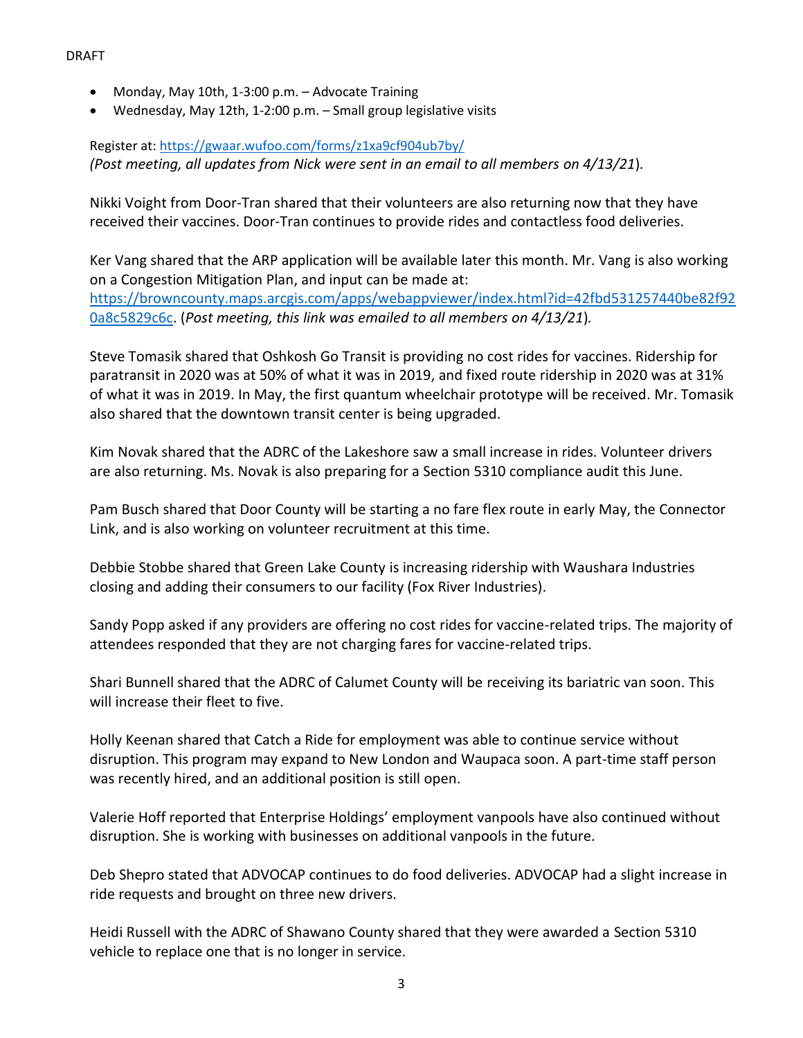DRAFT

- Monday, May 10th, 1-3:00 p.m. – Advocate Training
- Wednesday, May 12th, 1-2:00 p.m. – Small group legislative visits

Register at: https://gwaar.wufoo.com/forms/z1xa9cf904ub7by/
*(Post meeting, all updates from Nick were sent in an email to all members on 4/13/21).*

Nikki Voight from Door-Tran shared that their volunteers are also returning now that they have received their vaccines. Door-Tran continues to provide rides and contactless food deliveries.

Ker Vang shared that the ARP application will be available later this month. Mr. Vang is also working on a Congestion Mitigation Plan, and input can be made at: https://browncounty.maps.arcgis.com/apps/webappviewer/index.html?id=42fbd531257440be82f920a8c5829c6c. (*Post meeting, this link was emailed to all members on 4/13/21*).

Steve Tomasik shared that Oshkosh Go Transit is providing no cost rides for vaccines. Ridership for paratransit in 2020 was at 50% of what it was in 2019, and fixed route ridership in 2020 was at 31% of what it was in 2019. In May, the first quantum wheelchair prototype will be received. Mr. Tomasik also shared that the downtown transit center is being upgraded.

Kim Novak shared that the ADRC of the Lakeshore saw a small increase in rides. Volunteer drivers are also returning. Ms. Novak is also preparing for a Section 5310 compliance audit this June.

Pam Busch shared that Door County will be starting a no fare flex route in early May, the Connector Link, and is also working on volunteer recruitment at this time.

Debbie Stobbe shared that Green Lake County is increasing ridership with Waushara Industries closing and adding their consumers to our facility (Fox River Industries).

Sandy Popp asked if any providers are offering no cost rides for vaccine-related trips. The majority of attendees responded that they are not charging fares for vaccine-related trips.

Shari Bunnell shared that the ADRC of Calumet County will be receiving its bariatric van soon. This will increase their fleet to five.

Holly Keenan shared that Catch a Ride for employment was able to continue service without disruption. This program may expand to New London and Waupaca soon. A part-time staff person was recently hired, and an additional position is still open.

Valerie Hoff reported that Enterprise Holdings' employment vanpools have also continued without disruption. She is working with businesses on additional vanpools in the future.

Deb Shepro stated that ADVOCAP continues to do food deliveries. ADVOCAP had a slight increase in ride requests and brought on three new drivers.

Heidi Russell with the ADRC of Shawano County shared that they were awarded a Section 5310 vehicle to replace one that is no longer in service.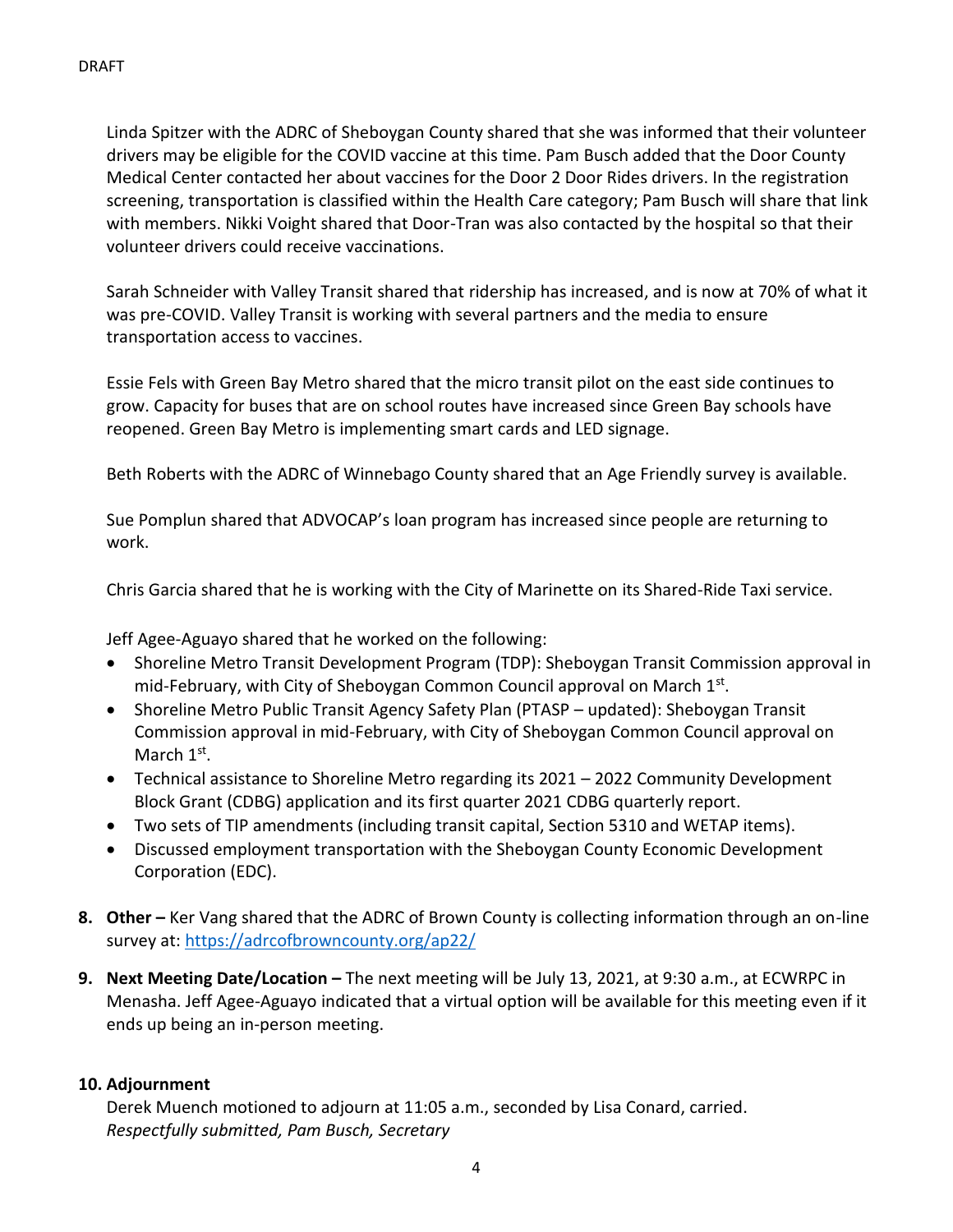DRAFT

Linda Spitzer with the ADRC of Sheboygan County shared that she was informed that their volunteer drivers may be eligible for the COVID vaccine at this time. Pam Busch added that the Door County Medical Center contacted her about vaccines for the Door 2 Door Rides drivers. In the registration screening, transportation is classified within the Health Care category; Pam Busch will share that link with members. Nikki Voight shared that Door-Tran was also contacted by the hospital so that their volunteer drivers could receive vaccinations.

Sarah Schneider with Valley Transit shared that ridership has increased, and is now at 70% of what it was pre-COVID. Valley Transit is working with several partners and the media to ensure transportation access to vaccines.

Essie Fels with Green Bay Metro shared that the micro transit pilot on the east side continues to grow. Capacity for buses that are on school routes have increased since Green Bay schools have reopened. Green Bay Metro is implementing smart cards and LED signage.

Beth Roberts with the ADRC of Winnebago County shared that an Age Friendly survey is available.

Sue Pomplun shared that ADVOCAP's loan program has increased since people are returning to work.

Chris Garcia shared that he is working with the City of Marinette on its Shared-Ride Taxi service.

Jeff Agee-Aguayo shared that he worked on the following:

- Shoreline Metro Transit Development Program (TDP): Sheboygan Transit Commission approval in mid-February, with City of Sheboygan Common Council approval on March 1st.
- Shoreline Metro Public Transit Agency Safety Plan (PTASP – updated): Sheboygan Transit Commission approval in mid-February, with City of Sheboygan Common Council approval on March 1st.
- Technical assistance to Shoreline Metro regarding its 2021 – 2022 Community Development Block Grant (CDBG) application and its first quarter 2021 CDBG quarterly report.
- Two sets of TIP amendments (including transit capital, Section 5310 and WETAP items).
- Discussed employment transportation with the Sheboygan County Economic Development Corporation (EDC).

8. **Other –** Ker Vang shared that the ADRC of Brown County is collecting information through an on-line survey at: https://adrcofbrowncounty.org/ap22/

9. **Next Meeting Date/Location –** The next meeting will be July 13, 2021, at 9:30 a.m., at ECWRPC in Menasha. Jeff Agee-Aguayo indicated that a virtual option will be available for this meeting even if it ends up being an in-person meeting.

**10. Adjournment**

Derek Muench motioned to adjourn at 11:05 a.m., seconded by Lisa Conard, carried.
*Respectfully submitted, Pam Busch, Secretary*